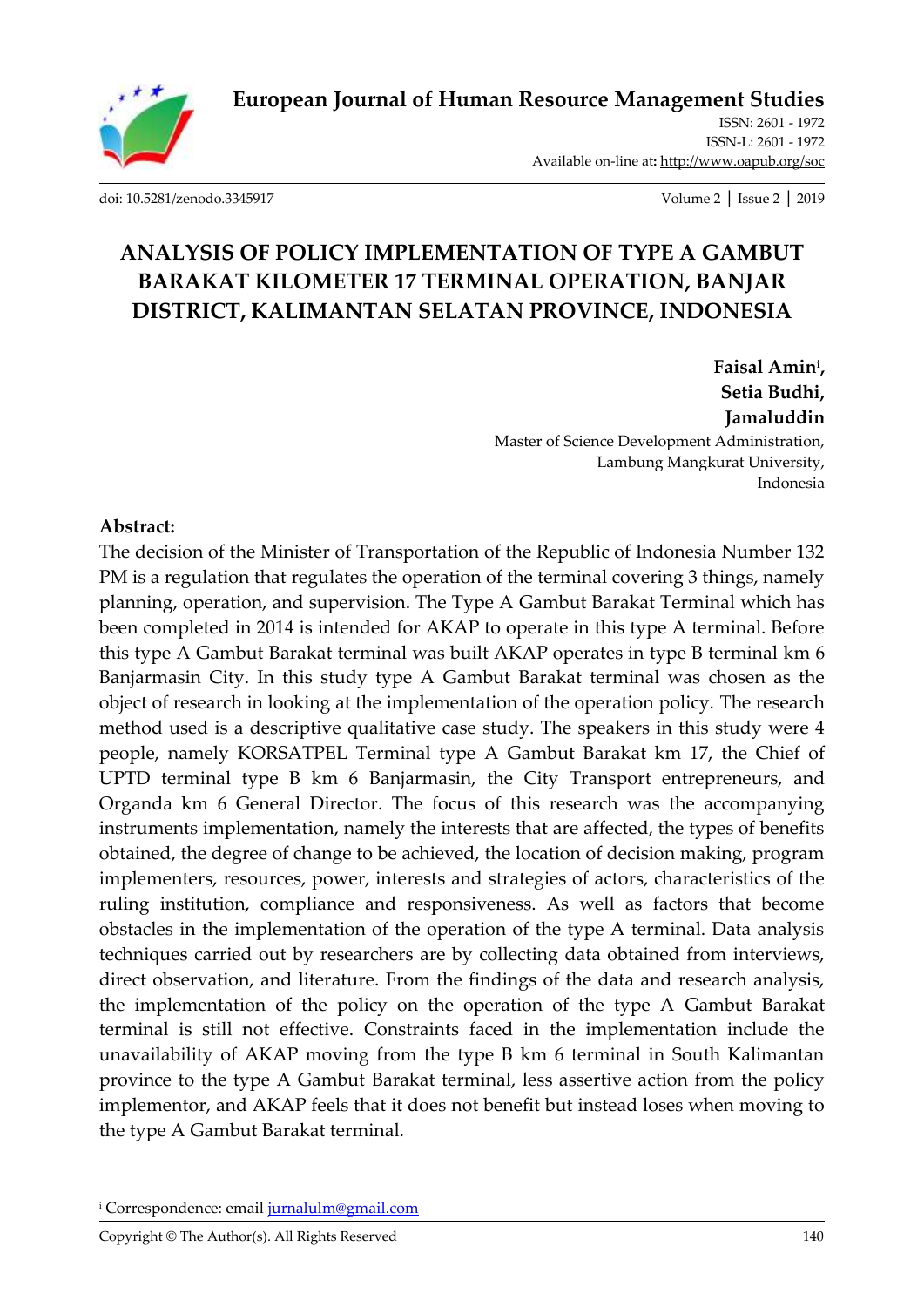# European Journal of Human Resource Management Studies

ISSN: 2601 - 1972
ISSN-L: 2601 - 1972
Available on-line at: http://www.oapub.org/soc

doi: 10.5281/zenodo.3345917

# ANALYSIS OF POLICY IMPLEMENTATION OF TYPE A GAMBUT BARAKAT KILOMETER 17 TERMINAL OPERATION, BANJAR DISTRICT, KALIMANTAN SELATAN PROVINCE, INDONESIA

**Faisal Amin**[i]**,**
**Setia Budhi,**
**Jamaluddin**

Master of Science Development Administration,
Lambung Mangkurat University,
Indonesia

**Abstract:**

The decision of the Minister of Transportation of the Republic of Indonesia Number 132 PM is a regulation that regulates the operation of the terminal covering 3 things, namely planning, operation, and supervision. The Type A Gambut Barakat Terminal which has been completed in 2014 is intended for AKAP to operate in this type A terminal. Before this type A Gambut Barakat terminal was built AKAP operates in type B terminal km 6 Banjarmasin City. In this study type A Gambut Barakat terminal was chosen as the object of research in looking at the implementation of the operation policy. The research method used is a descriptive qualitative case study. The speakers in this study were 4 people, namely KORSATPEL Terminal type A Gambut Barakat km 17, the Chief of UPTD terminal type B km 6 Banjarmasin, the City Transport entrepreneurs, and Organda km 6 General Director. The focus of this research was the accompanying instruments implementation, namely the interests that are affected, the types of benefits obtained, the degree of change to be achieved, the location of decision making, program implementers, resources, power, interests and strategies of actors, characteristics of the ruling institution, compliance and responsiveness. As well as factors that become obstacles in the implementation of the operation of the type A terminal. Data analysis techniques carried out by researchers are by collecting data obtained from interviews, direct observation, and literature. From the findings of the data and research analysis, the implementation of the policy on the operation of the type A Gambut Barakat terminal is still not effective. Constraints faced in the implementation include the unavailability of AKAP moving from the type B km 6 terminal in South Kalimantan province to the type A Gambut Barakat terminal, less assertive action from the policy implementor, and AKAP feels that it does not benefit but instead loses when moving to the type A Gambut Barakat terminal.

---

[i] Correspondence: email jurnalulm@gmail.com

Copyright © The Author(s). All Rights Reserved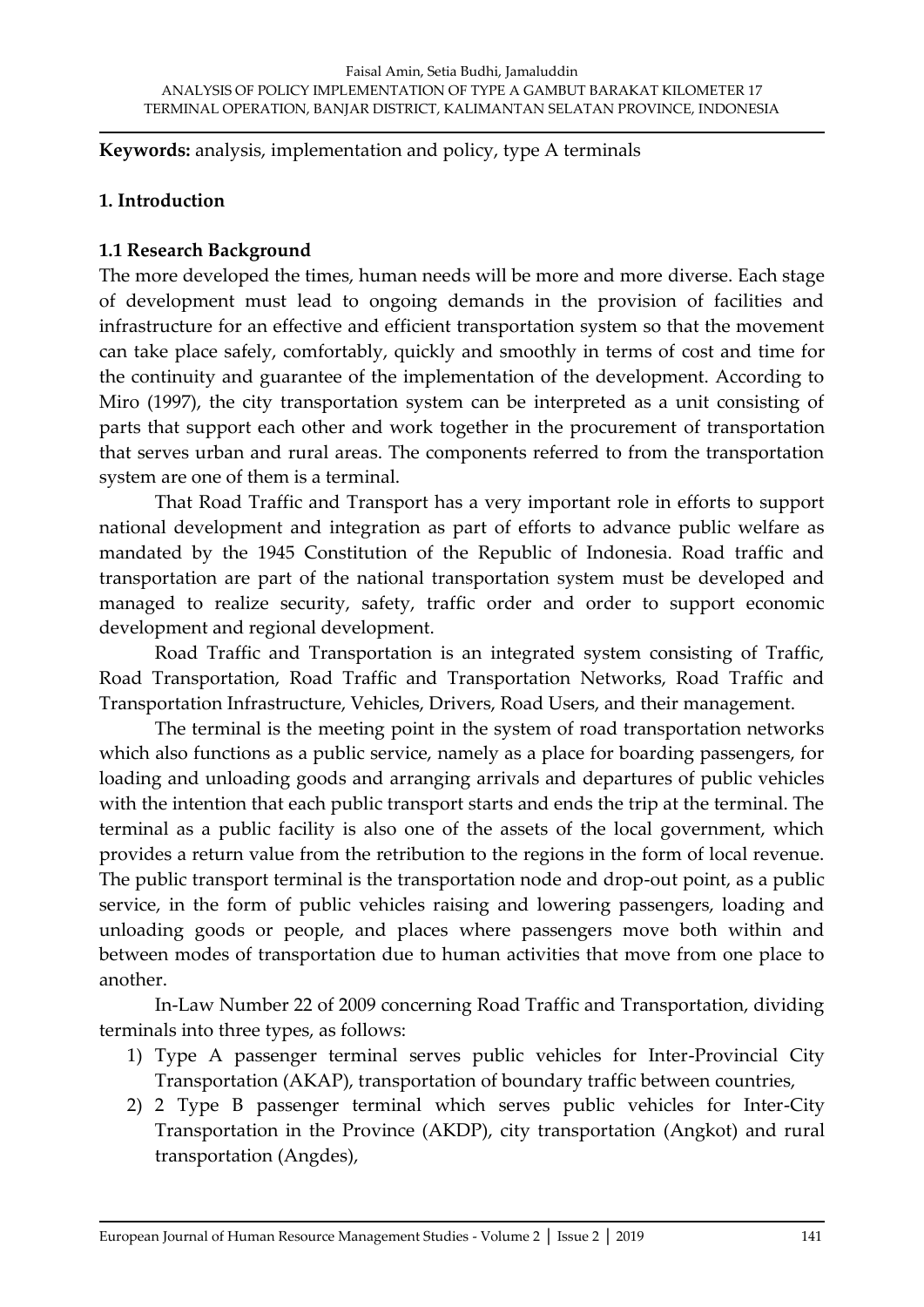**Keywords:** analysis, implementation and policy, type A terminals

## 1. Introduction

### 1.1 Research Background

The more developed the times, human needs will be more and more diverse. Each stage of development must lead to ongoing demands in the provision of facilities and infrastructure for an effective and efficient transportation system so that the movement can take place safely, comfortably, quickly and smoothly in terms of cost and time for the continuity and guarantee of the implementation of the development. According to Miro (1997), the city transportation system can be interpreted as a unit consisting of parts that support each other and work together in the procurement of transportation that serves urban and rural areas. The components referred to from the transportation system are one of them is a terminal.

That Road Traffic and Transport has a very important role in efforts to support national development and integration as part of efforts to advance public welfare as mandated by the 1945 Constitution of the Republic of Indonesia. Road traffic and transportation are part of the national transportation system must be developed and managed to realize security, safety, traffic order and order to support economic development and regional development.

Road Traffic and Transportation is an integrated system consisting of Traffic, Road Transportation, Road Traffic and Transportation Networks, Road Traffic and Transportation Infrastructure, Vehicles, Drivers, Road Users, and their management.

The terminal is the meeting point in the system of road transportation networks which also functions as a public service, namely as a place for boarding passengers, for loading and unloading goods and arranging arrivals and departures of public vehicles with the intention that each public transport starts and ends the trip at the terminal. The terminal as a public facility is also one of the assets of the local government, which provides a return value from the retribution to the regions in the form of local revenue. The public transport terminal is the transportation node and drop-out point, as a public service, in the form of public vehicles raising and lowering passengers, loading and unloading goods or people, and places where passengers move both within and between modes of transportation due to human activities that move from one place to another.

In-Law Number 22 of 2009 concerning Road Traffic and Transportation, dividing terminals into three types, as follows:

1) Type A passenger terminal serves public vehicles for Inter-Provincial City Transportation (AKAP), transportation of boundary traffic between countries,
2) 2 Type B passenger terminal which serves public vehicles for Inter-City Transportation in the Province (AKDP), city transportation (Angkot) and rural transportation (Angdes),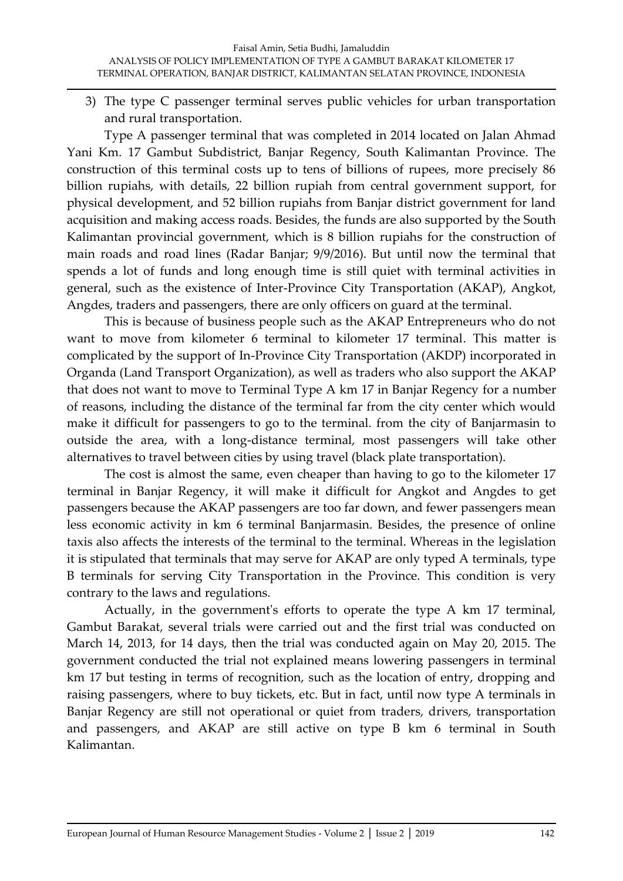3) The type C passenger terminal serves public vehicles for urban transportation and rural transportation.

Type A passenger terminal that was completed in 2014 located on Jalan Ahmad Yani Km. 17 Gambut Subdistrict, Banjar Regency, South Kalimantan Province. The construction of this terminal costs up to tens of billions of rupees, more precisely 86 billion rupiahs, with details, 22 billion rupiah from central government support, for physical development, and 52 billion rupiahs from Banjar district government for land acquisition and making access roads. Besides, the funds are also supported by the South Kalimantan provincial government, which is 8 billion rupiahs for the construction of main roads and road lines (Radar Banjar; 9/9/2016). But until now the terminal that spends a lot of funds and long enough time is still quiet with terminal activities in general, such as the existence of Inter-Province City Transportation (AKAP), Angkot, Angdes, traders and passengers, there are only officers on guard at the terminal.

This is because of business people such as the AKAP Entrepreneurs who do not want to move from kilometer 6 terminal to kilometer 17 terminal. This matter is complicated by the support of In-Province City Transportation (AKDP) incorporated in Organda (Land Transport Organization), as well as traders who also support the AKAP that does not want to move to Terminal Type A km 17 in Banjar Regency for a number of reasons, including the distance of the terminal far from the city center which would make it difficult for passengers to go to the terminal. from the city of Banjarmasin to outside the area, with a long-distance terminal, most passengers will take other alternatives to travel between cities by using travel (black plate transportation).

The cost is almost the same, even cheaper than having to go to the kilometer 17 terminal in Banjar Regency, it will make it difficult for Angkot and Angdes to get passengers because the AKAP passengers are too far down, and fewer passengers mean less economic activity in km 6 terminal Banjarmasin. Besides, the presence of online taxis also affects the interests of the terminal to the terminal. Whereas in the legislation it is stipulated that terminals that may serve for AKAP are only typed A terminals, type B terminals for serving City Transportation in the Province. This condition is very contrary to the laws and regulations.

Actually, in the government's efforts to operate the type A km 17 terminal, Gambut Barakat, several trials were carried out and the first trial was conducted on March 14, 2013, for 14 days, then the trial was conducted again on May 20, 2015. The government conducted the trial not explained means lowering passengers in terminal km 17 but testing in terms of recognition, such as the location of entry, dropping and raising passengers, where to buy tickets, etc. But in fact, until now type A terminals in Banjar Regency are still not operational or quiet from traders, drivers, transportation and passengers, and AKAP are still active on type B km 6 terminal in South Kalimantan.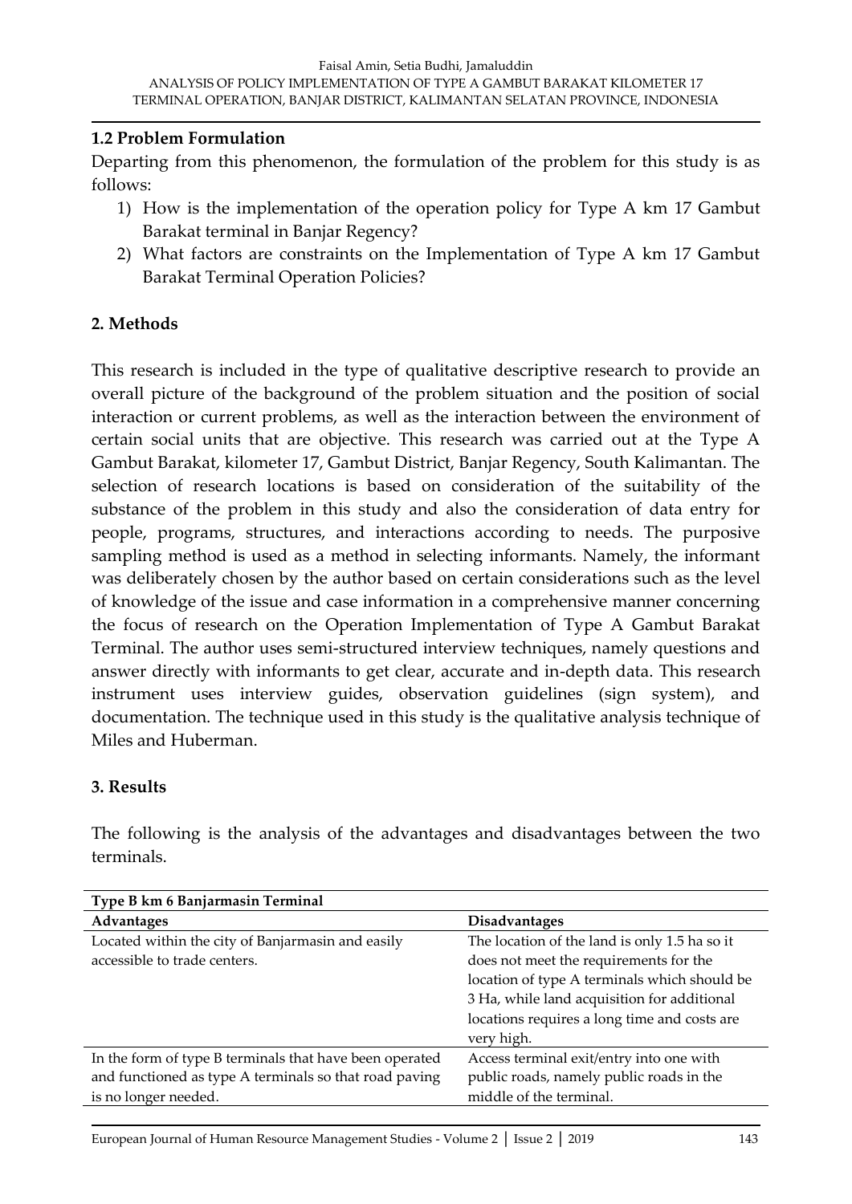### 1.2 Problem Formulation

Departing from this phenomenon, the formulation of the problem for this study is as follows:

1) How is the implementation of the operation policy for Type A km 17 Gambut Barakat terminal in Banjar Regency?
2) What factors are constraints on the Implementation of Type A km 17 Gambut Barakat Terminal Operation Policies?

## 2. Methods

This research is included in the type of qualitative descriptive research to provide an overall picture of the background of the problem situation and the position of social interaction or current problems, as well as the interaction between the environment of certain social units that are objective. This research was carried out at the Type A Gambut Barakat, kilometer 17, Gambut District, Banjar Regency, South Kalimantan. The selection of research locations is based on consideration of the suitability of the substance of the problem in this study and also the consideration of data entry for people, programs, structures, and interactions according to needs. The purposive sampling method is used as a method in selecting informants. Namely, the informant was deliberately chosen by the author based on certain considerations such as the level of knowledge of the issue and case information in a comprehensive manner concerning the focus of research on the Operation Implementation of Type A Gambut Barakat Terminal. The author uses semi-structured interview techniques, namely questions and answer directly with informants to get clear, accurate and in-depth data. This research instrument uses interview guides, observation guidelines (sign system), and documentation. The technique used in this study is the qualitative analysis technique of Miles and Huberman.

## 3. Results

The following is the analysis of the advantages and disadvantages between the two terminals.

| Type B km 6 Banjarmasin Terminal | |
|---|---|
| **Advantages** | **Disadvantages** |
| Located within the city of Banjarmasin and easily accessible to trade centers. | The location of the land is only 1.5 ha so it does not meet the requirements for the location of type A terminals which should be 3 Ha, while land acquisition for additional locations requires a long time and costs are very high. |
| In the form of type B terminals that have been operated and functioned as type A terminals so that road paving is no longer needed. | Access terminal exit/entry into one with public roads, namely public roads in the middle of the terminal. |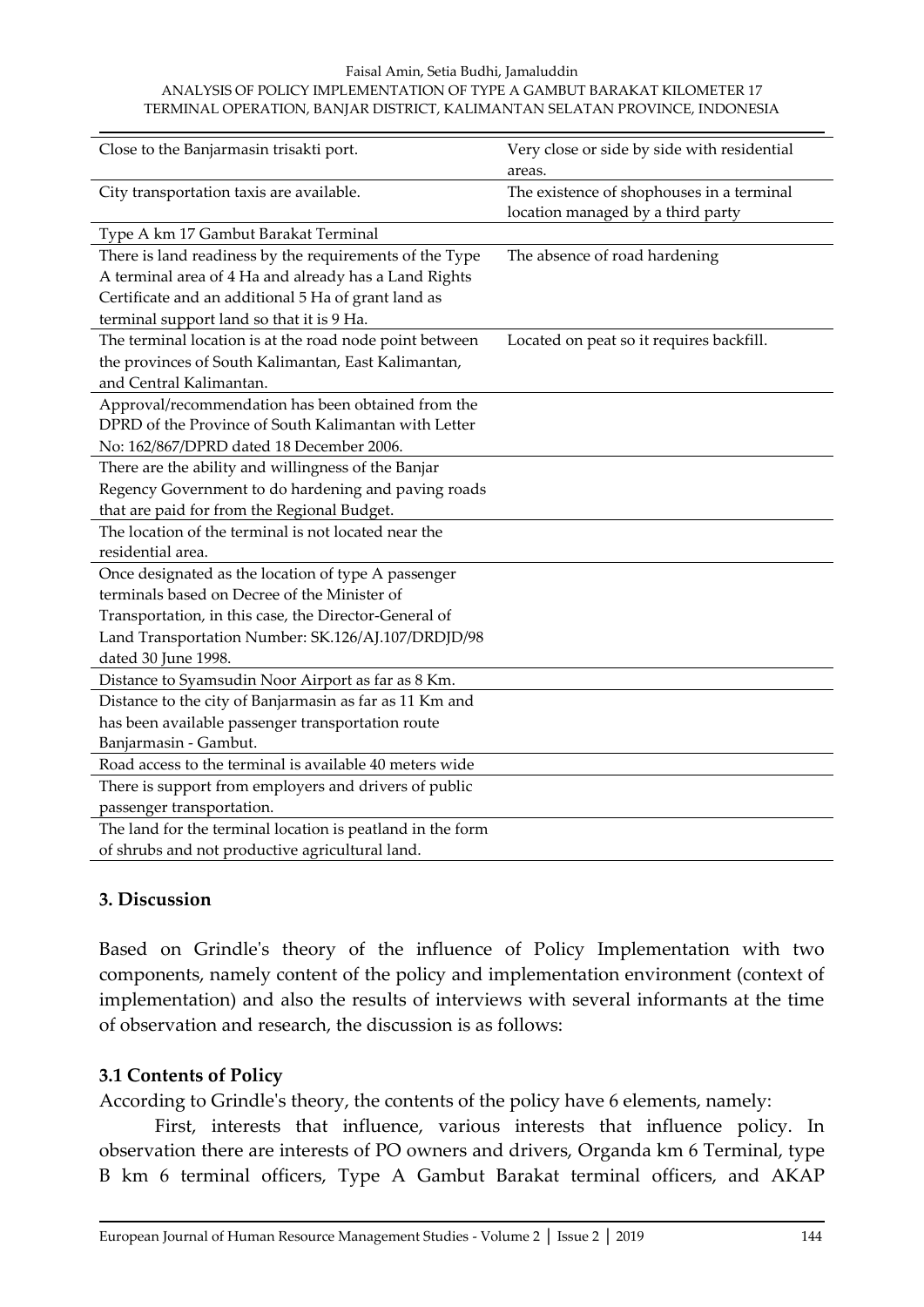| | |
|---|---|
| Close to the Banjarmasin trisakti port. | Very close or side by side with residential areas. |
| City transportation taxis are available. | The existence of shophouses in a terminal location managed by a third party |
| Type A km 17 Gambut Barakat Terminal | |
| There is land readiness by the requirements of the Type A terminal area of 4 Ha and already has a Land Rights Certificate and an additional 5 Ha of grant land as terminal support land so that it is 9 Ha. | The absence of road hardening |
| The terminal location is at the road node point between the provinces of South Kalimantan, East Kalimantan, and Central Kalimantan. | Located on peat so it requires backfill. |
| Approval/recommendation has been obtained from the DPRD of the Province of South Kalimantan with Letter No: 162/867/DPRD dated 18 December 2006. | |
| There are the ability and willingness of the Banjar Regency Government to do hardening and paving roads that are paid for from the Regional Budget. | |
| The location of the terminal is not located near the residential area. | |
| Once designated as the location of type A passenger terminals based on Decree of the Minister of Transportation, in this case, the Director-General of Land Transportation Number: SK.126/AJ.107/DRDJD/98 dated 30 June 1998. | |
| Distance to Syamsudin Noor Airport as far as 8 Km. | |
| Distance to the city of Banjarmasin as far as 11 Km and has been available passenger transportation route Banjarmasin - Gambut. | |
| Road access to the terminal is available 40 meters wide | |
| There is support from employers and drivers of public passenger transportation. | |
| The land for the terminal location is peatland in the form of shrubs and not productive agricultural land. | |

## 3. Discussion

Based on Grindle's theory of the influence of Policy Implementation with two components, namely content of the policy and implementation environment (context of implementation) and also the results of interviews with several informants at the time of observation and research, the discussion is as follows:

### 3.1 Contents of Policy

According to Grindle's theory, the contents of the policy have 6 elements, namely:

First, interests that influence, various interests that influence policy. In observation there are interests of PO owners and drivers, Organda km 6 Terminal, type B km 6 terminal officers, Type A Gambut Barakat terminal officers, and AKAP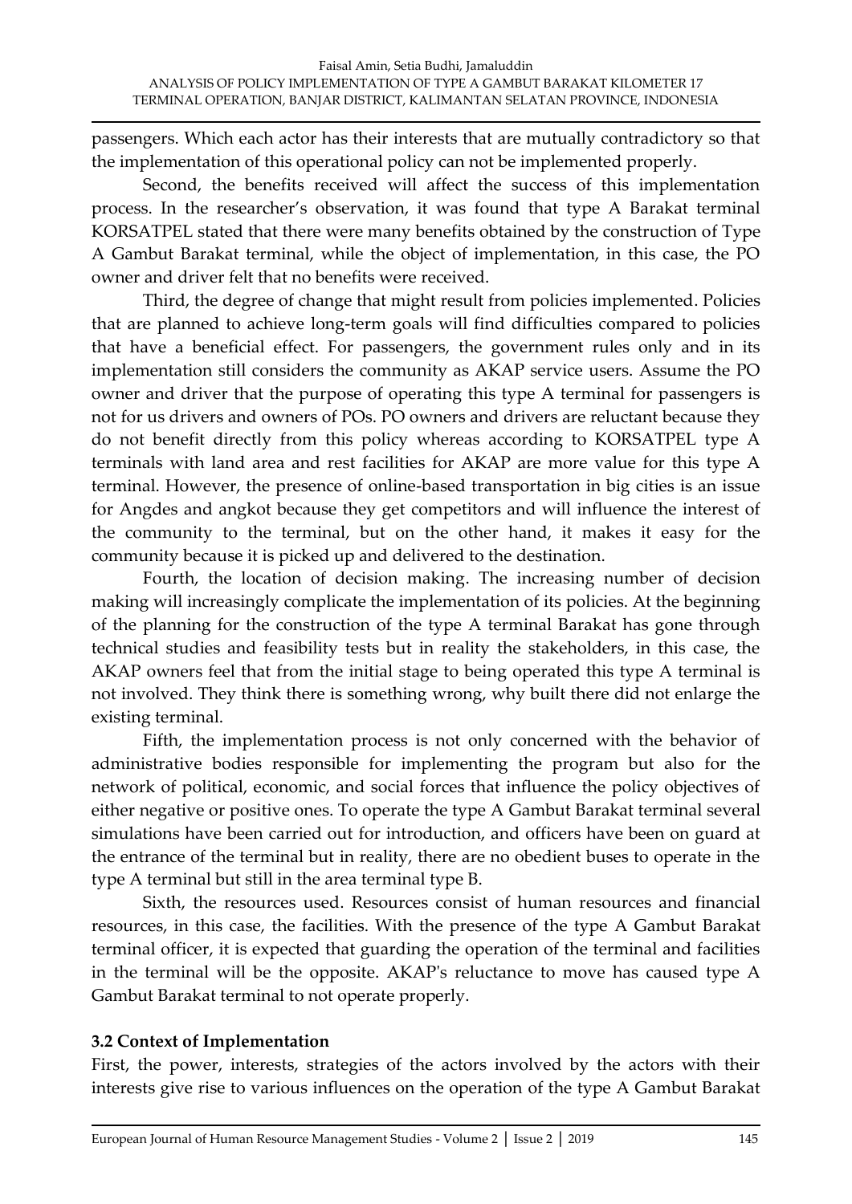passengers. Which each actor has their interests that are mutually contradictory so that the implementation of this operational policy can not be implemented properly.

Second, the benefits received will affect the success of this implementation process. In the researcher's observation, it was found that type A Barakat terminal KORSATPEL stated that there were many benefits obtained by the construction of Type A Gambut Barakat terminal, while the object of implementation, in this case, the PO owner and driver felt that no benefits were received.

Third, the degree of change that might result from policies implemented. Policies that are planned to achieve long-term goals will find difficulties compared to policies that have a beneficial effect. For passengers, the government rules only and in its implementation still considers the community as AKAP service users. Assume the PO owner and driver that the purpose of operating this type A terminal for passengers is not for us drivers and owners of POs. PO owners and drivers are reluctant because they do not benefit directly from this policy whereas according to KORSATPEL type A terminals with land area and rest facilities for AKAP are more value for this type A terminal. However, the presence of online-based transportation in big cities is an issue for Angdes and angkot because they get competitors and will influence the interest of the community to the terminal, but on the other hand, it makes it easy for the community because it is picked up and delivered to the destination.

Fourth, the location of decision making. The increasing number of decision making will increasingly complicate the implementation of its policies. At the beginning of the planning for the construction of the type A terminal Barakat has gone through technical studies and feasibility tests but in reality the stakeholders, in this case, the AKAP owners feel that from the initial stage to being operated this type A terminal is not involved. They think there is something wrong, why built there did not enlarge the existing terminal.

Fifth, the implementation process is not only concerned with the behavior of administrative bodies responsible for implementing the program but also for the network of political, economic, and social forces that influence the policy objectives of either negative or positive ones. To operate the type A Gambut Barakat terminal several simulations have been carried out for introduction, and officers have been on guard at the entrance of the terminal but in reality, there are no obedient buses to operate in the type A terminal but still in the area terminal type B.

Sixth, the resources used. Resources consist of human resources and financial resources, in this case, the facilities. With the presence of the type A Gambut Barakat terminal officer, it is expected that guarding the operation of the terminal and facilities in the terminal will be the opposite. AKAP's reluctance to move has caused type A Gambut Barakat terminal to not operate properly.

### 3.2 Context of Implementation

First, the power, interests, strategies of the actors involved by the actors with their interests give rise to various influences on the operation of the type A Gambut Barakat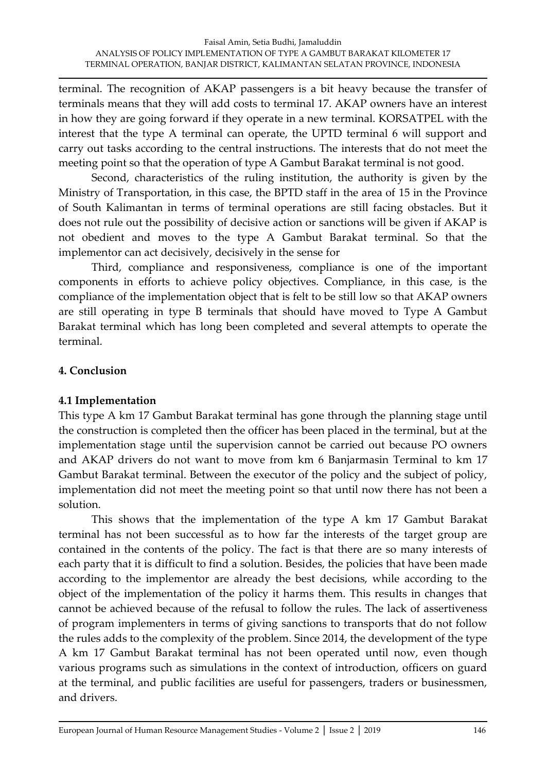terminal. The recognition of AKAP passengers is a bit heavy because the transfer of terminals means that they will add costs to terminal 17. AKAP owners have an interest in how they are going forward if they operate in a new terminal. KORSATPEL with the interest that the type A terminal can operate, the UPTD terminal 6 will support and carry out tasks according to the central instructions. The interests that do not meet the meeting point so that the operation of type A Gambut Barakat terminal is not good.

Second, characteristics of the ruling institution, the authority is given by the Ministry of Transportation, in this case, the BPTD staff in the area of 15 in the Province of South Kalimantan in terms of terminal operations are still facing obstacles. But it does not rule out the possibility of decisive action or sanctions will be given if AKAP is not obedient and moves to the type A Gambut Barakat terminal. So that the implementor can act decisively, decisively in the sense for

Third, compliance and responsiveness, compliance is one of the important components in efforts to achieve policy objectives. Compliance, in this case, is the compliance of the implementation object that is felt to be still low so that AKAP owners are still operating in type B terminals that should have moved to Type A Gambut Barakat terminal which has long been completed and several attempts to operate the terminal.

## 4. Conclusion

### 4.1 Implementation

This type A km 17 Gambut Barakat terminal has gone through the planning stage until the construction is completed then the officer has been placed in the terminal, but at the implementation stage until the supervision cannot be carried out because PO owners and AKAP drivers do not want to move from km 6 Banjarmasin Terminal to km 17 Gambut Barakat terminal. Between the executor of the policy and the subject of policy, implementation did not meet the meeting point so that until now there has not been a solution.

This shows that the implementation of the type A km 17 Gambut Barakat terminal has not been successful as to how far the interests of the target group are contained in the contents of the policy. The fact is that there are so many interests of each party that it is difficult to find a solution. Besides, the policies that have been made according to the implementor are already the best decisions, while according to the object of the implementation of the policy it harms them. This results in changes that cannot be achieved because of the refusal to follow the rules. The lack of assertiveness of program implementers in terms of giving sanctions to transports that do not follow the rules adds to the complexity of the problem. Since 2014, the development of the type A km 17 Gambut Barakat terminal has not been operated until now, even though various programs such as simulations in the context of introduction, officers on guard at the terminal, and public facilities are useful for passengers, traders or businessmen, and drivers.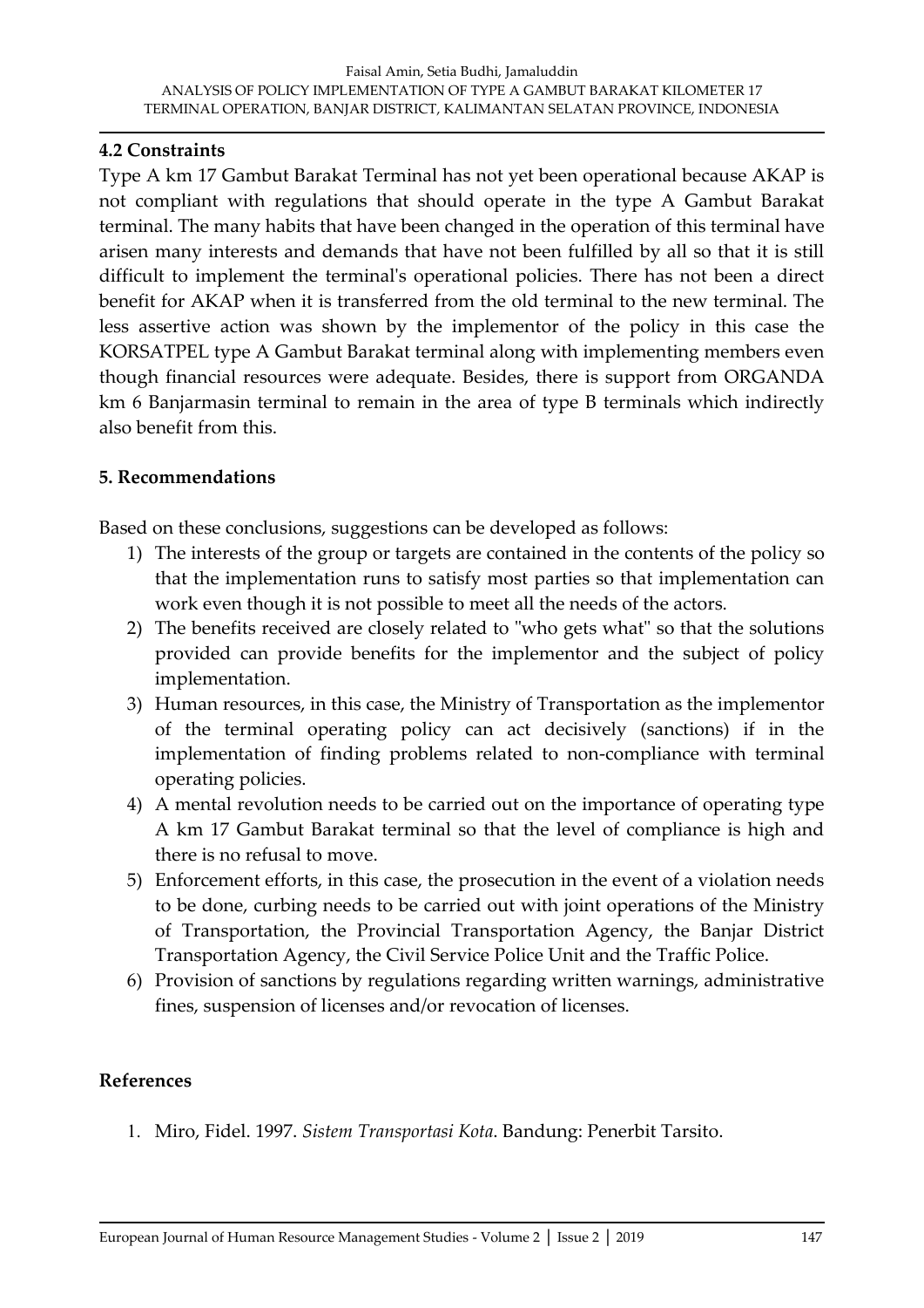### 4.2 Constraints

Type A km 17 Gambut Barakat Terminal has not yet been operational because AKAP is not compliant with regulations that should operate in the type A Gambut Barakat terminal. The many habits that have been changed in the operation of this terminal have arisen many interests and demands that have not been fulfilled by all so that it is still difficult to implement the terminal's operational policies. There has not been a direct benefit for AKAP when it is transferred from the old terminal to the new terminal. The less assertive action was shown by the implementor of the policy in this case the KORSATPEL type A Gambut Barakat terminal along with implementing members even though financial resources were adequate. Besides, there is support from ORGANDA km 6 Banjarmasin terminal to remain in the area of type B terminals which indirectly also benefit from this.

## 5. Recommendations

Based on these conclusions, suggestions can be developed as follows:

1) The interests of the group or targets are contained in the contents of the policy so that the implementation runs to satisfy most parties so that implementation can work even though it is not possible to meet all the needs of the actors.
2) The benefits received are closely related to "who gets what" so that the solutions provided can provide benefits for the implementor and the subject of policy implementation.
3) Human resources, in this case, the Ministry of Transportation as the implementor of the terminal operating policy can act decisively (sanctions) if in the implementation of finding problems related to non-compliance with terminal operating policies.
4) A mental revolution needs to be carried out on the importance of operating type A km 17 Gambut Barakat terminal so that the level of compliance is high and there is no refusal to move.
5) Enforcement efforts, in this case, the prosecution in the event of a violation needs to be done, curbing needs to be carried out with joint operations of the Ministry of Transportation, the Provincial Transportation Agency, the Banjar District Transportation Agency, the Civil Service Police Unit and the Traffic Police.
6) Provision of sanctions by regulations regarding written warnings, administrative fines, suspension of licenses and/or revocation of licenses.

## References

1. Miro, Fidel. 1997. *Sistem Transportasi Kota*. Bandung: Penerbit Tarsito.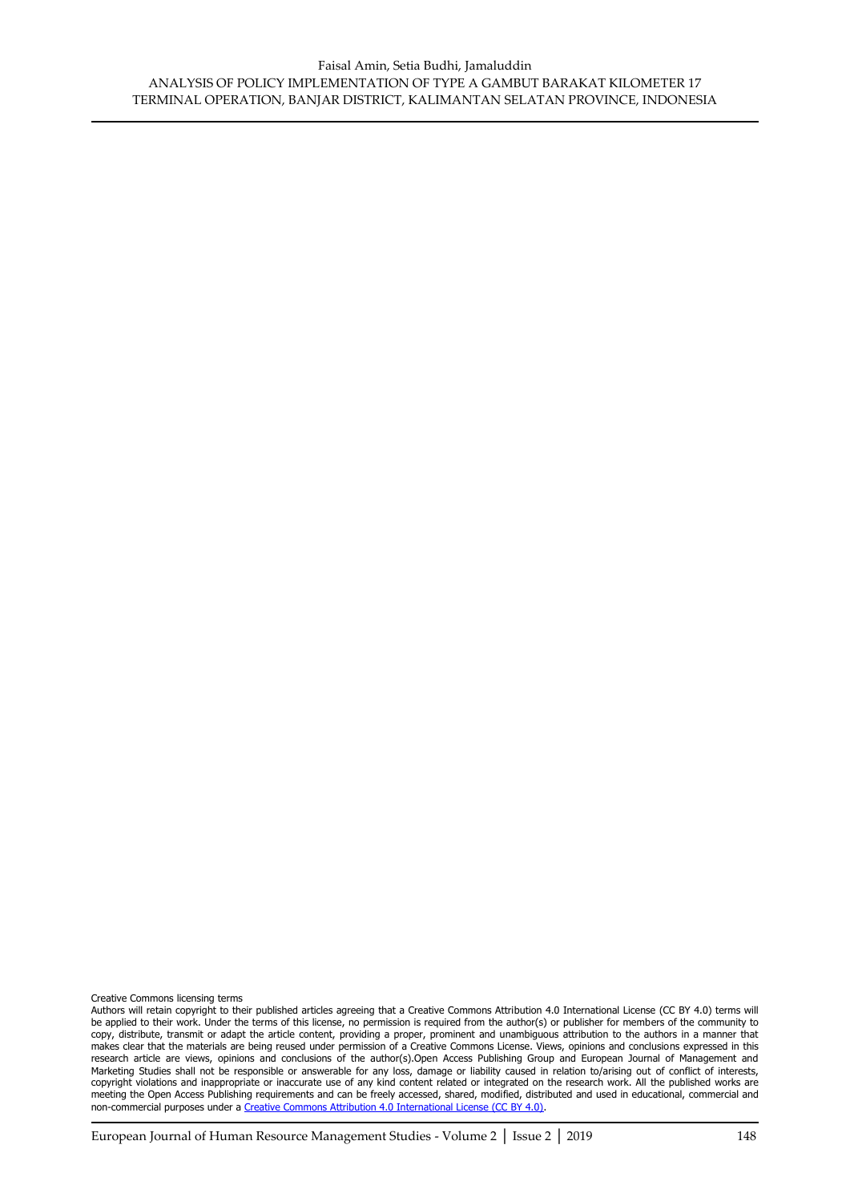Creative Commons licensing terms

Authors will retain copyright to their published articles agreeing that a Creative Commons Attribution 4.0 International License (CC BY 4.0) terms will be applied to their work. Under the terms of this license, no permission is required from the author(s) or publisher for members of the community to copy, distribute, transmit or adapt the article content, providing a proper, prominent and unambiguous attribution to the authors in a manner that makes clear that the materials are being reused under permission of a Creative Commons License. Views, opinions and conclusions expressed in this research article are views, opinions and conclusions of the author(s).Open Access Publishing Group and European Journal of Management and Marketing Studies shall not be responsible or answerable for any loss, damage or liability caused in relation to/arising out of conflict of interests, copyright violations and inappropriate or inaccurate use of any kind content related or integrated on the research work. All the published works are meeting the Open Access Publishing requirements and can be freely accessed, shared, modified, distributed and used in educational, commercial and non-commercial purposes under a [Creative Commons Attribution 4.0 International License (CC BY 4.0)](https://creativecommons.org/licenses/by/4.0/).